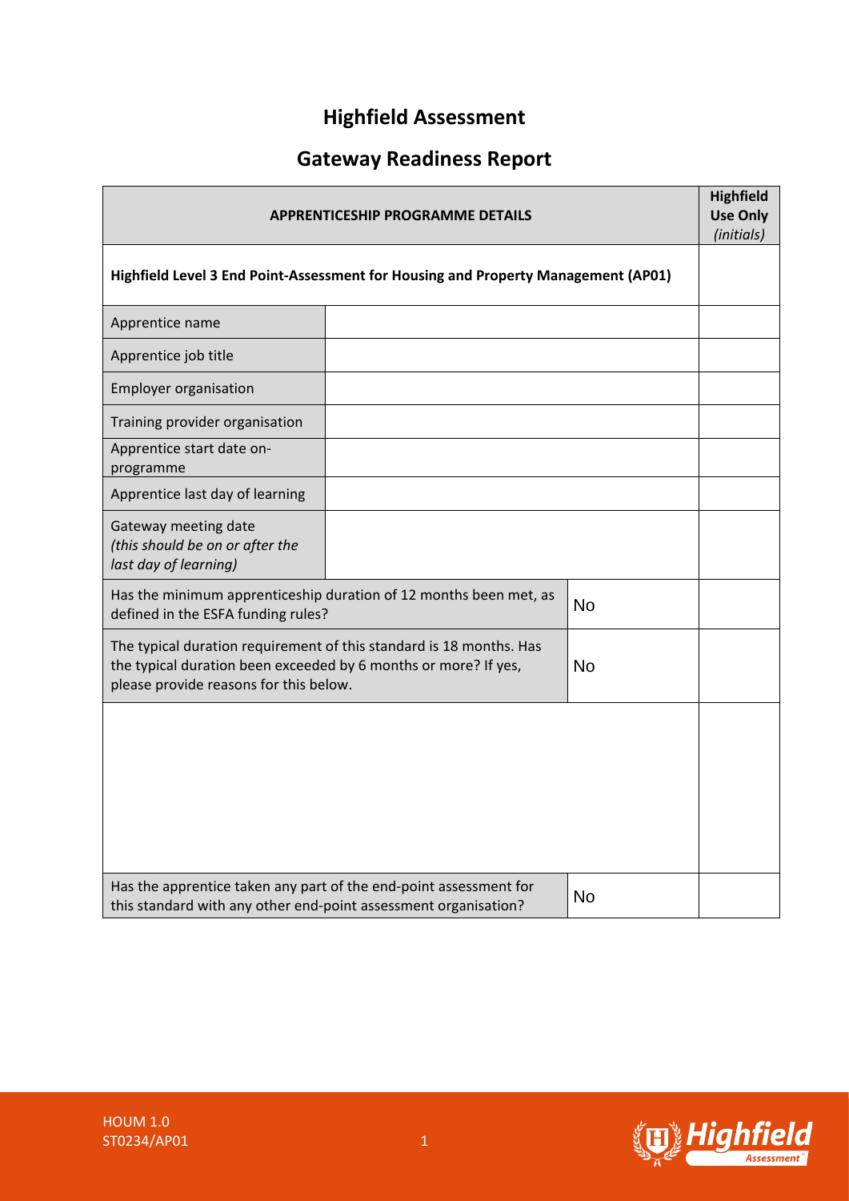# Highfield Assessment

## Gateway Readiness Report

| APPRENTICESHIP PROGRAMME DETAILS | | | **Highfield Use Only** *(initials)* |
|---|---|---|---|
| **Highfield Level 3 End Point-Assessment for Housing and Property Management (AP01)** | | | |
| Apprentice name | | | |
| Apprentice job title | | | |
| Employer organisation | | | |
| Training provider organisation | | | |
| Apprentice start date on-programme | | | |
| Apprentice last day of learning | | | |
| Gateway meeting date *(this should be on or after the last day of learning)* | | | |
| Has the minimum apprenticeship duration of 12 months been met, as defined in the ESFA funding rules? | | No | |
| The typical duration requirement of this standard is 18 months. Has the typical duration been exceeded by 6 months or more? If yes, please provide reasons for this below. | | No | |
| | | | |
| Has the apprentice taken any part of the end-point assessment for this standard with any other end-point assessment organisation? | | No | |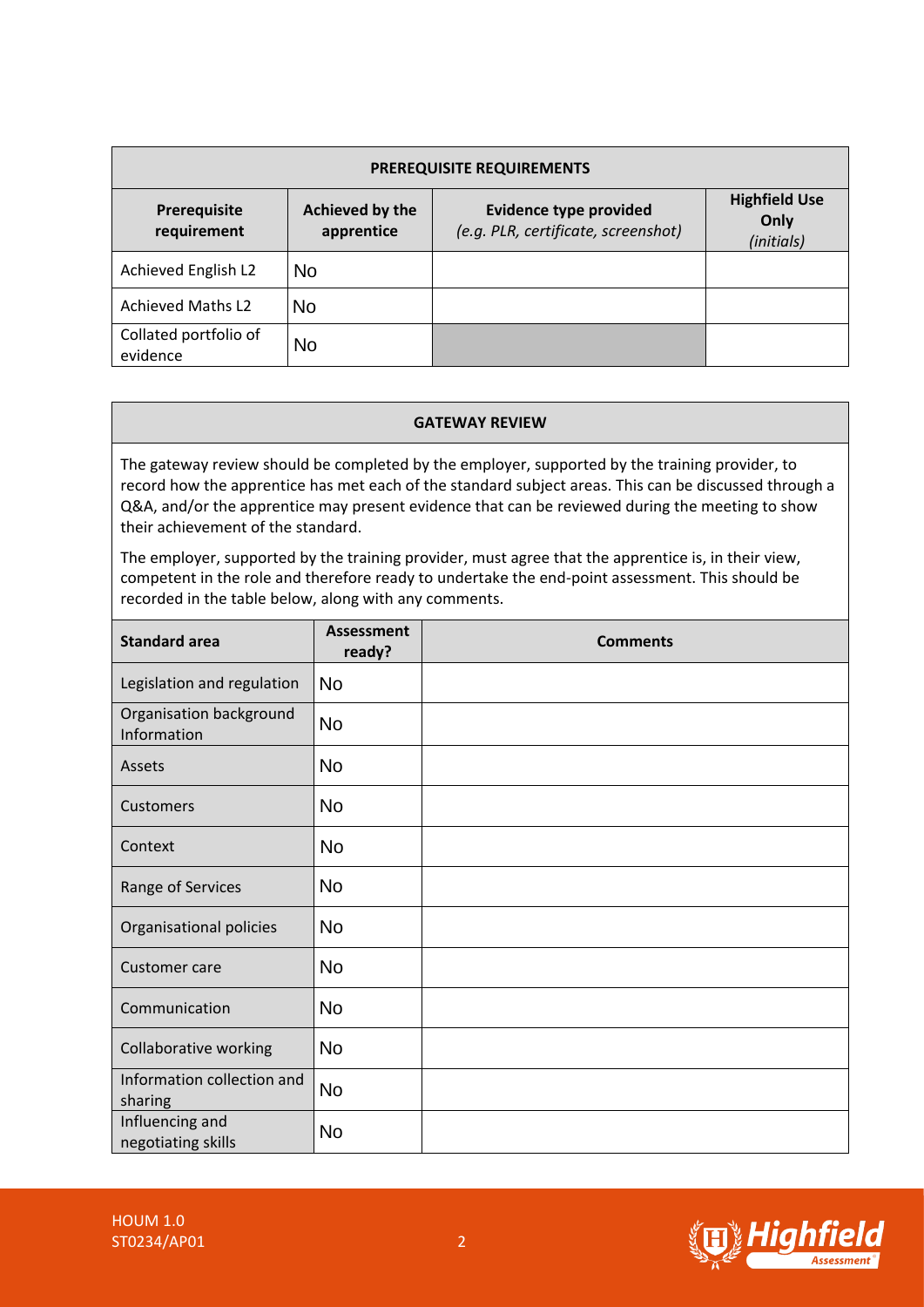| PREREQUISITE REQUIREMENTS | | | |
|---|---|---|---|
| **Prerequisite requirement** | **Achieved by the apprentice** | **Evidence type provided** *(e.g. PLR, certificate, screenshot)* | **Highfield Use Only** *(initials)* |
| Achieved English L2 | No | | |
| Achieved Maths L2 | No | | |
| Collated portfolio of evidence | No | | |

| GATEWAY REVIEW | | |
|---|---|---|
| The gateway review should be completed by the employer, supported by the training provider, to record how the apprentice has met each of the standard subject areas. This can be discussed through a Q&A, and/or the apprentice may present evidence that can be reviewed during the meeting to show their achievement of the standard.<br><br>The employer, supported by the training provider, must agree that the apprentice is, in their view, competent in the role and therefore ready to undertake the end-point assessment. This should be recorded in the table below, along with any comments. | | |
| **Standard area** | **Assessment ready?** | **Comments** |
| Legislation and regulation | No | |
| Organisation background Information | No | |
| Assets | No | |
| Customers | No | |
| Context | No | |
| Range of Services | No | |
| Organisational policies | No | |
| Customer care | No | |
| Communication | No | |
| Collaborative working | No | |
| Information collection and sharing | No | |
| Influencing and negotiating skills | No | |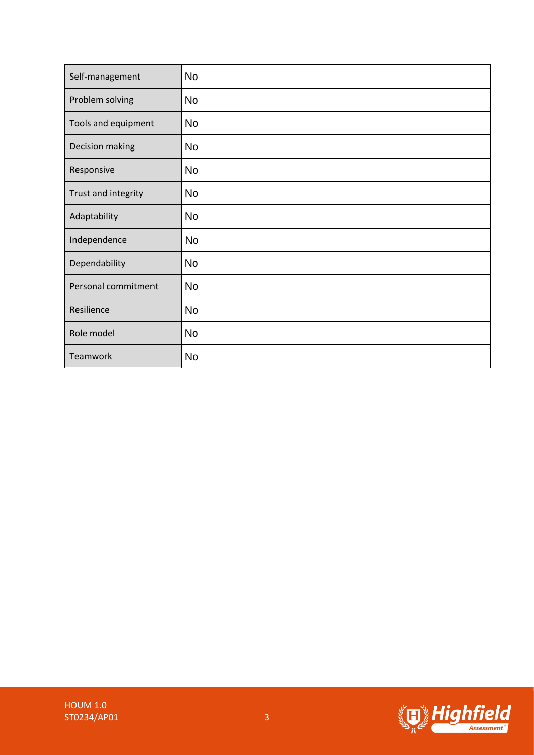| | | |
|---|---|---|
| Self-management | No | |
| Problem solving | No | |
| Tools and equipment | No | |
| Decision making | No | |
| Responsive | No | |
| Trust and integrity | No | |
| Adaptability | No | |
| Independence | No | |
| Dependability | No | |
| Personal commitment | No | |
| Resilience | No | |
| Role model | No | |
| Teamwork | No | |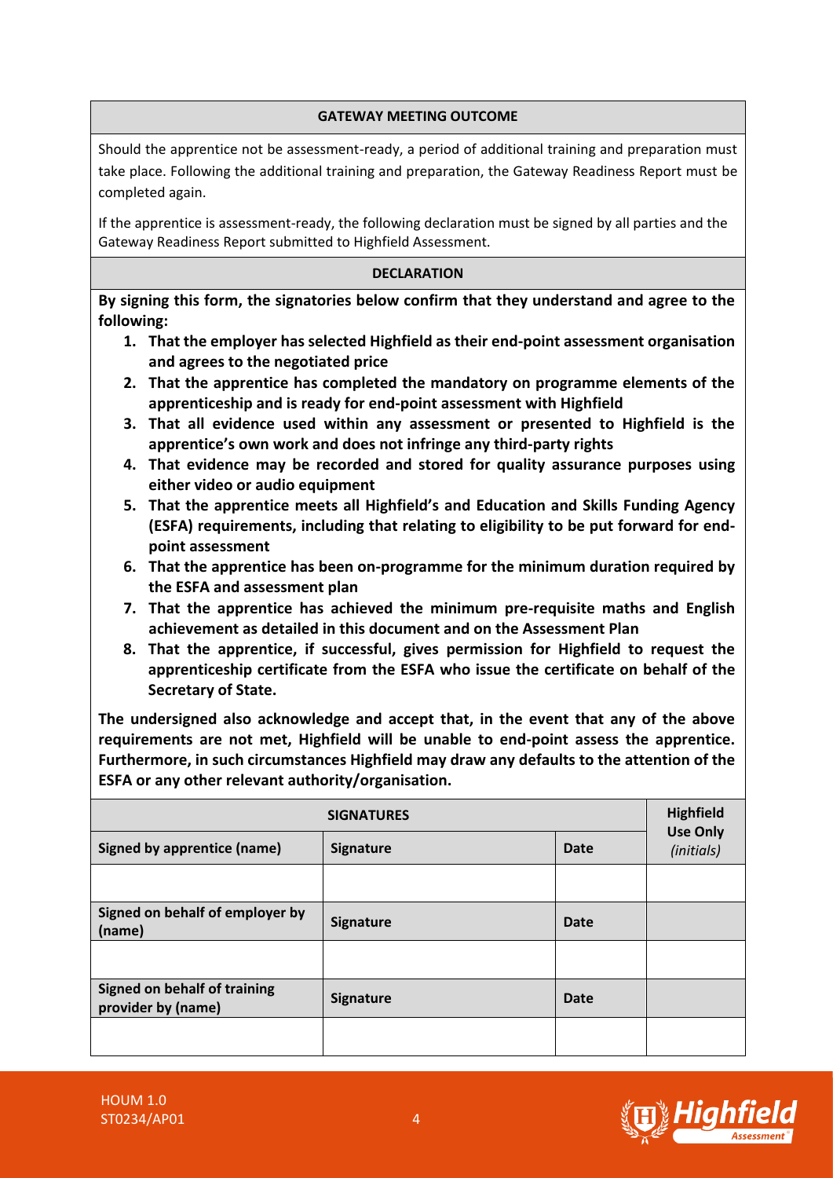## GATEWAY MEETING OUTCOME

Should the apprentice not be assessment-ready, a period of additional training and preparation must take place. Following the additional training and preparation, the Gateway Readiness Report must be completed again.

If the apprentice is assessment-ready, the following declaration must be signed by all parties and the Gateway Readiness Report submitted to Highfield Assessment.

## DECLARATION

**By signing this form, the signatories below confirm that they understand and agree to the following:**

1. **That the employer has selected Highfield as their end-point assessment organisation and agrees to the negotiated price**
2. **That the apprentice has completed the mandatory on programme elements of the apprenticeship and is ready for end-point assessment with Highfield**
3. **That all evidence used within any assessment or presented to Highfield is the apprentice's own work and does not infringe any third-party rights**
4. **That evidence may be recorded and stored for quality assurance purposes using either video or audio equipment**
5. **That the apprentice meets all Highfield's and Education and Skills Funding Agency (ESFA) requirements, including that relating to eligibility to be put forward for end-point assessment**
6. **That the apprentice has been on-programme for the minimum duration required by the ESFA and assessment plan**
7. **That the apprentice has achieved the minimum pre-requisite maths and English achievement as detailed in this document and on the Assessment Plan**
8. **That the apprentice, if successful, gives permission for Highfield to request the apprenticeship certificate from the ESFA who issue the certificate on behalf of the Secretary of State.**

**The undersigned also acknowledge and accept that, in the event that any of the above requirements are not met, Highfield will be unable to end-point assess the apprentice. Furthermore, in such circumstances Highfield may draw any defaults to the attention of the ESFA or any other relevant authority/organisation.**

| SIGNATURES | | | Highfield Use Only *(initials)* |
|---|---|---|---|
| **Signed by apprentice (name)** | **Signature** | **Date** | |
| | | | |
| **Signed on behalf of employer by (name)** | **Signature** | **Date** | |
| | | | |
| **Signed on behalf of training provider by (name)** | **Signature** | **Date** | |
| | | | |

HOUM 1.0
ST0234/AP01